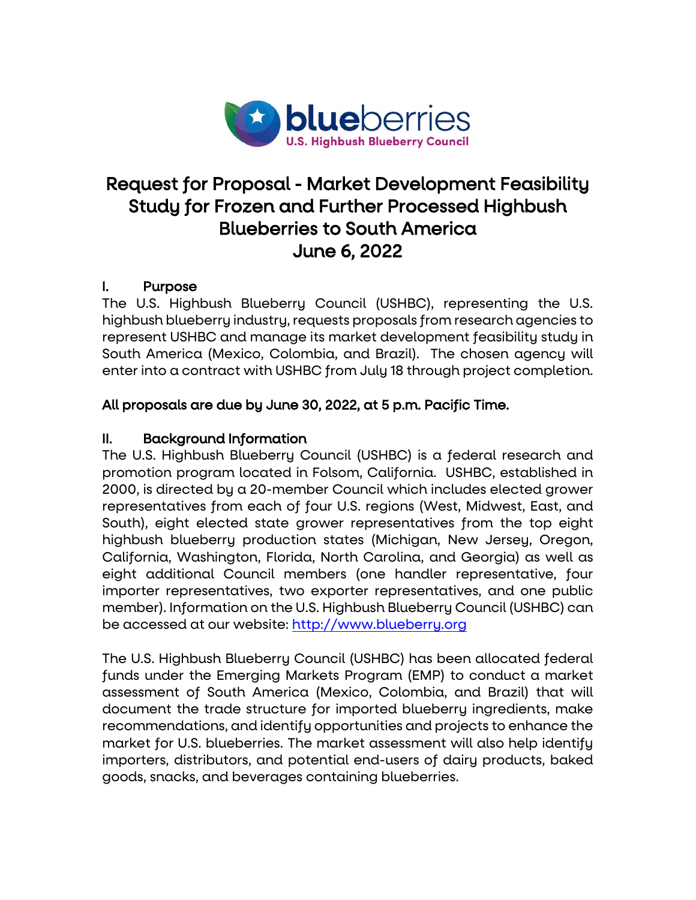blueberries
U.S. Highbush Blueberry Council

# Request for Proposal - Market Development Feasibility Study for Frozen and Further Processed Highbush Blueberries to South America

## June 6, 2022

## I. Purpose

The U.S. Highbush Blueberry Council (USHBC), representing the U.S. highbush blueberry industry, requests proposals from research agencies to represent USHBC and manage its market development feasibility study in South America (Mexico, Colombia, and Brazil). The chosen agency will enter into a contract with USHBC from July 18 through project completion.

**All proposals are due by June 30, 2022, at 5 p.m. Pacific Time.**

## II. Background Information

The U.S. Highbush Blueberry Council (USHBC) is a federal research and promotion program located in Folsom, California. USHBC, established in 2000, is directed by a 20-member Council which includes elected grower representatives from each of four U.S. regions (West, Midwest, East, and South), eight elected state grower representatives from the top eight highbush blueberry production states (Michigan, New Jersey, Oregon, California, Washington, Florida, North Carolina, and Georgia) as well as eight additional Council members (one handler representative, four importer representatives, two exporter representatives, and one public member). Information on the U.S. Highbush Blueberry Council (USHBC) can be accessed at our website: [http://www.blueberry.org](http://www.blueberry.org)

The U.S. Highbush Blueberry Council (USHBC) has been allocated federal funds under the Emerging Markets Program (EMP) to conduct a market assessment of South America (Mexico, Colombia, and Brazil) that will document the trade structure for imported blueberry ingredients, make recommendations, and identify opportunities and projects to enhance the market for U.S. blueberries. The market assessment will also help identify importers, distributors, and potential end-users of dairy products, baked goods, snacks, and beverages containing blueberries.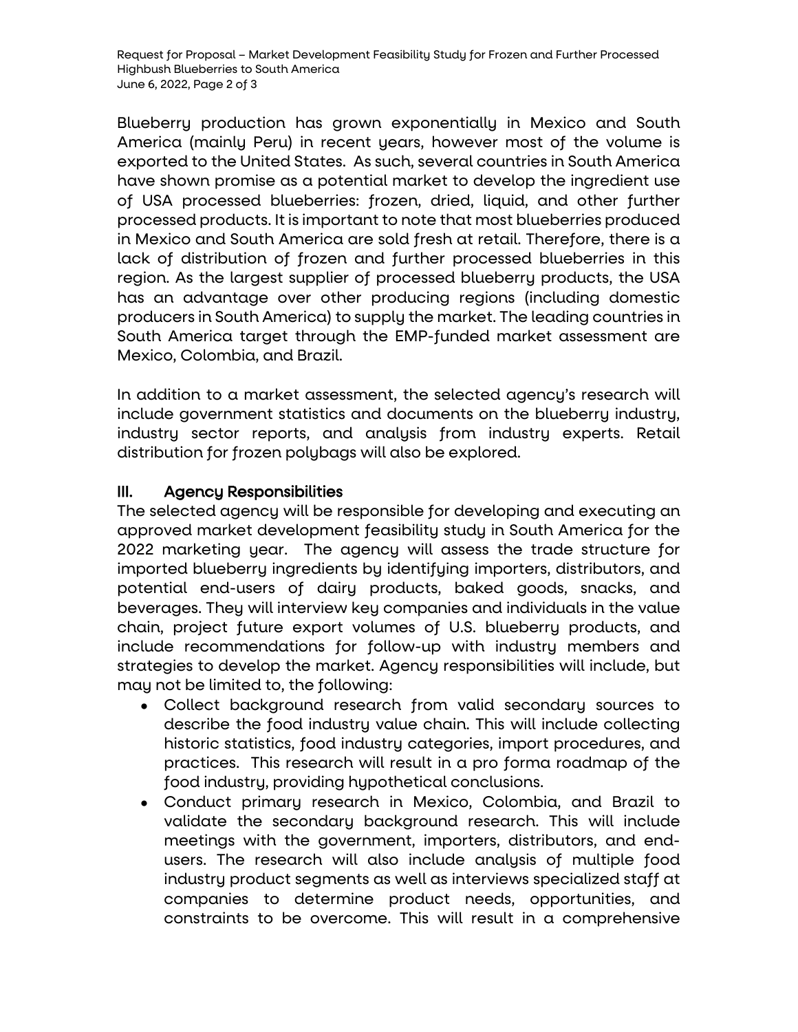Blueberry production has grown exponentially in Mexico and South America (mainly Peru) in recent years, however most of the volume is exported to the United States. As such, several countries in South America have shown promise as a potential market to develop the ingredient use of USA processed blueberries: frozen, dried, liquid, and other further processed products. It is important to note that most blueberries produced in Mexico and South America are sold fresh at retail. Therefore, there is a lack of distribution of frozen and further processed blueberries in this region. As the largest supplier of processed blueberry products, the USA has an advantage over other producing regions (including domestic producers in South America) to supply the market. The leading countries in South America target through the EMP-funded market assessment are Mexico, Colombia, and Brazil.

In addition to a market assessment, the selected agency's research will include government statistics and documents on the blueberry industry, industry sector reports, and analysis from industry experts. Retail distribution for frozen polybags will also be explored.

## III. Agency Responsibilities

The selected agency will be responsible for developing and executing an approved market development feasibility study in South America for the 2022 marketing year. The agency will assess the trade structure for imported blueberry ingredients by identifying importers, distributors, and potential end-users of dairy products, baked goods, snacks, and beverages. They will interview key companies and individuals in the value chain, project future export volumes of U.S. blueberry products, and include recommendations for follow-up with industry members and strategies to develop the market. Agency responsibilities will include, but may not be limited to, the following:

- Collect background research from valid secondary sources to describe the food industry value chain. This will include collecting historic statistics, food industry categories, import procedures, and practices. This research will result in a pro forma roadmap of the food industry, providing hypothetical conclusions.
- Conduct primary research in Mexico, Colombia, and Brazil to validate the secondary background research. This will include meetings with the government, importers, distributors, and end-users. The research will also include analysis of multiple food industry product segments as well as interviews specialized staff at companies to determine product needs, opportunities, and constraints to be overcome. This will result in a comprehensive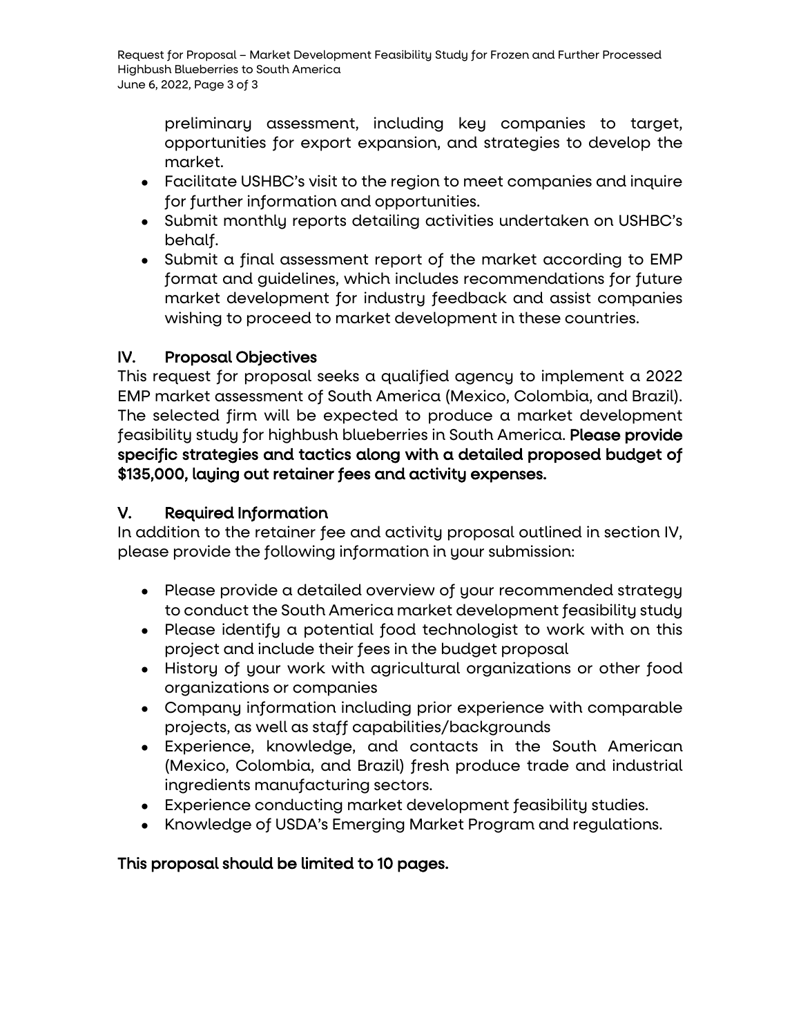preliminary assessment, including key companies to target, opportunities for export expansion, and strategies to develop the market.

- Facilitate USHBC's visit to the region to meet companies and inquire for further information and opportunities.
- Submit monthly reports detailing activities undertaken on USHBC's behalf.
- Submit a final assessment report of the market according to EMP format and guidelines, which includes recommendations for future market development for industry feedback and assist companies wishing to proceed to market development in these countries.

## IV. Proposal Objectives

This request for proposal seeks a qualified agency to implement a 2022 EMP market assessment of South America (Mexico, Colombia, and Brazil). The selected firm will be expected to produce a market development feasibility study for highbush blueberries in South America. **Please provide specific strategies and tactics along with a detailed proposed budget of $135,000, laying out retainer fees and activity expenses.**

## V. Required Information

In addition to the retainer fee and activity proposal outlined in section IV, please provide the following information in your submission:

- Please provide a detailed overview of your recommended strategy to conduct the South America market development feasibility study
- Please identify a potential food technologist to work with on this project and include their fees in the budget proposal
- History of your work with agricultural organizations or other food organizations or companies
- Company information including prior experience with comparable projects, as well as staff capabilities/backgrounds
- Experience, knowledge, and contacts in the South American (Mexico, Colombia, and Brazil) fresh produce trade and industrial ingredients manufacturing sectors.
- Experience conducting market development feasibility studies.
- Knowledge of USDA's Emerging Market Program and regulations.

**This proposal should be limited to 10 pages.**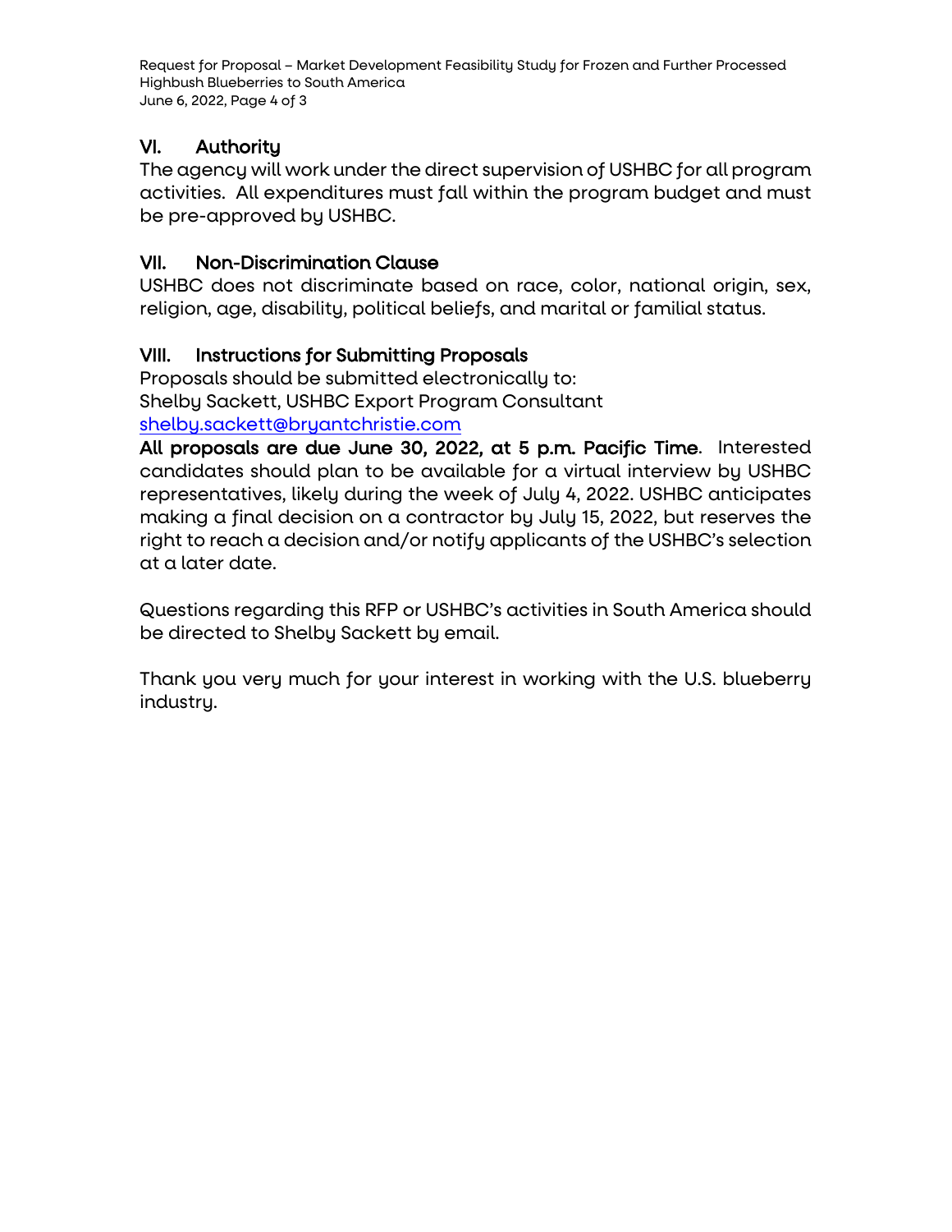## VI. Authority

The agency will work under the direct supervision of USHBC for all program activities. All expenditures must fall within the program budget and must be pre-approved by USHBC.

## VII. Non-Discrimination Clause

USHBC does not discriminate based on race, color, national origin, sex, religion, age, disability, political beliefs, and marital or familial status.

## VIII. Instructions for Submitting Proposals

Proposals should be submitted electronically to:
Shelby Sackett, USHBC Export Program Consultant
shelby.sackett@bryantchristie.com

**All proposals are due June 30, 2022, at 5 p.m. Pacific Time**. Interested candidates should plan to be available for a virtual interview by USHBC representatives, likely during the week of July 4, 2022. USHBC anticipates making a final decision on a contractor by July 15, 2022, but reserves the right to reach a decision and/or notify applicants of the USHBC's selection at a later date.

Questions regarding this RFP or USHBC's activities in South America should be directed to Shelby Sackett by email.

Thank you very much for your interest in working with the U.S. blueberry industry.